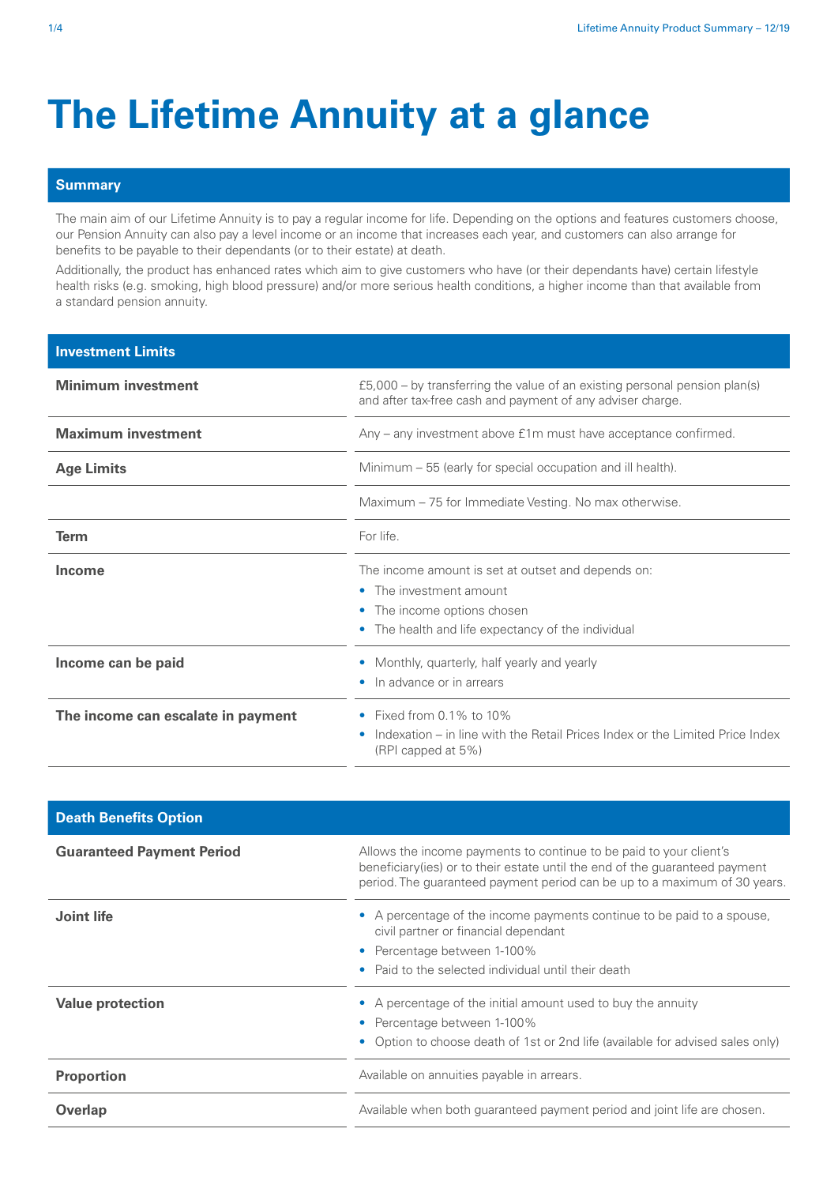# The Lifetime Annuity at a glance

## Summary

The main aim of our Lifetime Annuity is to pay a regular income for life. Depending on the options and features customers choose, our Pension Annuity can also pay a level income or an income that increases each year, and customers can also arrange for benefits to be payable to their dependants (or to their estate) at death.

Additionally, the product has enhanced rates which aim to give customers who have (or their dependants have) certain lifestyle health risks (e.g. smoking, high blood pressure) and/or more serious health conditions, a higher income than that available from a standard pension annuity.

## Investment Limits

| | |
|---|---|
| **Minimum investment** | £5,000 – by transferring the value of an existing personal pension plan(s) and after tax-free cash and payment of any adviser charge. |
| **Maximum investment** | Any – any investment above £1m must have acceptance confirmed. |
| **Age Limits** | Minimum – 55 (early for special occupation and ill health). |
| | Maximum – 75 for Immediate Vesting. No max otherwise. |
| **Term** | For life. |
| **Income** | The income amount is set at outset and depends on:<br>• The investment amount<br>• The income options chosen<br>• The health and life expectancy of the individual |
| **Income can be paid** | • Monthly, quarterly, half yearly and yearly<br>• In advance or in arrears |
| **The income can escalate in payment** | • Fixed from 0.1% to 10%<br>• Indexation – in line with the Retail Prices Index or the Limited Price Index (RPI capped at 5%) |

## Death Benefits Option

| | |
|---|---|
| **Guaranteed Payment Period** | Allows the income payments to continue to be paid to your client's beneficiary(ies) or to their estate until the end of the guaranteed payment period. The guaranteed payment period can be up to a maximum of 30 years. |
| **Joint life** | • A percentage of the income payments continue to be paid to a spouse, civil partner or financial dependant<br>• Percentage between 1-100%<br>• Paid to the selected individual until their death |
| **Value protection** | • A percentage of the initial amount used to buy the annuity<br>• Percentage between 1-100%<br>• Option to choose death of 1st or 2nd life (available for advised sales only) |
| **Proportion** | Available on annuities payable in arrears. |
| **Overlap** | Available when both guaranteed payment period and joint life are chosen. |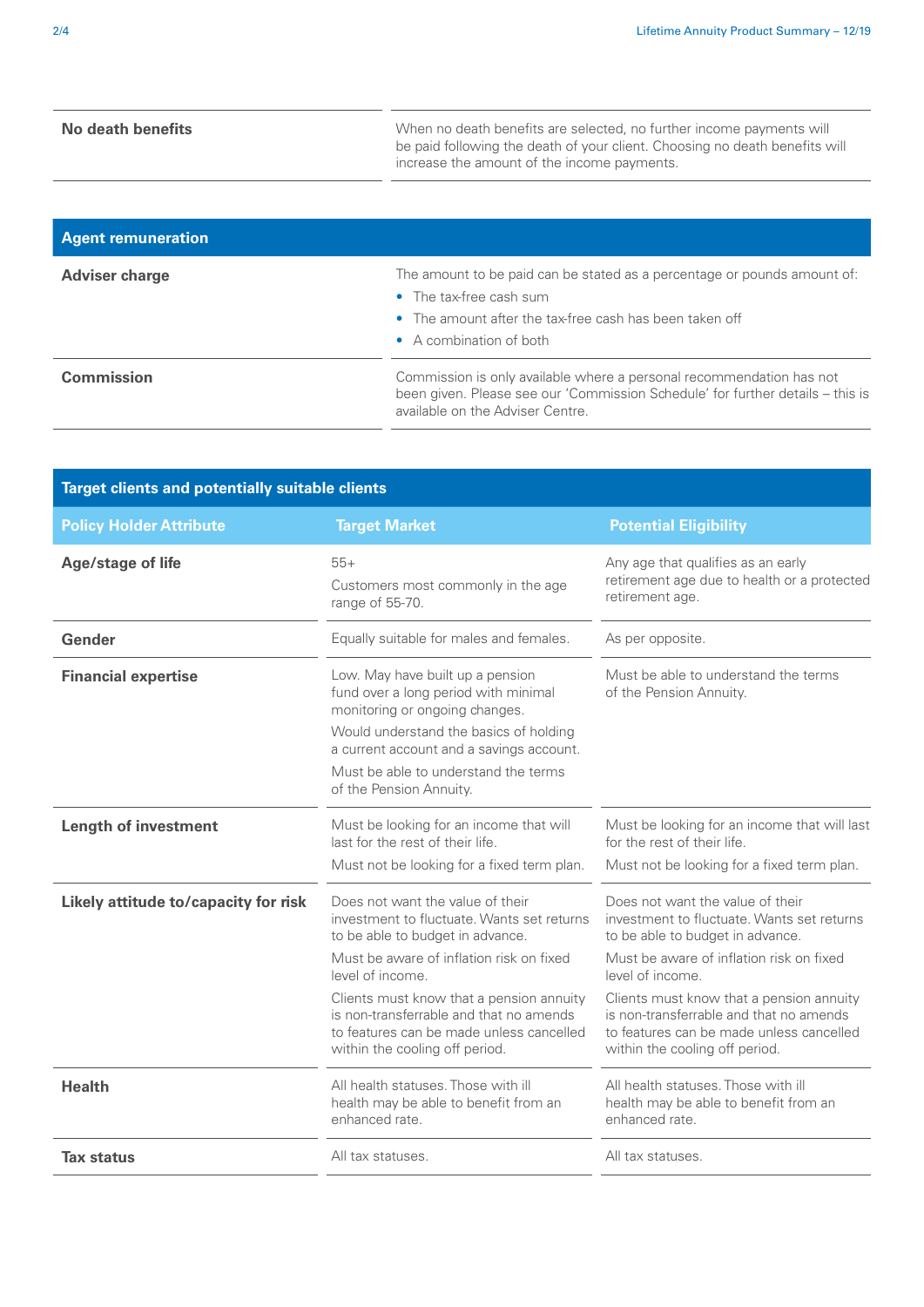| | |
|---|---|
| **No death benefits** | When no death benefits are selected, no further income payments will be paid following the death of your client. Choosing no death benefits will increase the amount of the income payments. |

## Agent remuneration

| | |
|---|---|
| **Adviser charge** | The amount to be paid can be stated as a percentage or pounds amount of:<br>• The tax-free cash sum<br>• The amount after the tax-free cash has been taken off<br>• A combination of both |
| **Commission** | Commission is only available where a personal recommendation has not been given. Please see our 'Commission Schedule' for further details – this is available on the Adviser Centre. |

## Target clients and potentially suitable clients

| Policy Holder Attribute | Target Market | Potential Eligibility |
|---|---|---|
| **Age/stage of life** | 55+<br>Customers most commonly in the age range of 55-70. | Any age that qualifies as an early retirement age due to health or a protected retirement age. |
| **Gender** | Equally suitable for males and females. | As per opposite. |
| **Financial expertise** | Low. May have built up a pension fund over a long period with minimal monitoring or ongoing changes.<br>Would understand the basics of holding a current account and a savings account.<br>Must be able to understand the terms of the Pension Annuity. | Must be able to understand the terms of the Pension Annuity. |
| **Length of investment** | Must be looking for an income that will last for the rest of their life.<br>Must not be looking for a fixed term plan. | Must be looking for an income that will last for the rest of their life.<br>Must not be looking for a fixed term plan. |
| **Likely attitude to/capacity for risk** | Does not want the value of their investment to fluctuate. Wants set returns to be able to budget in advance.<br>Must be aware of inflation risk on fixed level of income.<br>Clients must know that a pension annuity is non-transferrable and that no amends to features can be made unless cancelled within the cooling off period. | Does not want the value of their investment to fluctuate. Wants set returns to be able to budget in advance.<br>Must be aware of inflation risk on fixed level of income.<br>Clients must know that a pension annuity is non-transferrable and that no amends to features can be made unless cancelled within the cooling off period. |
| **Health** | All health statuses. Those with ill health may be able to benefit from an enhanced rate. | All health statuses. Those with ill health may be able to benefit from an enhanced rate. |
| **Tax status** | All tax statuses. | All tax statuses. |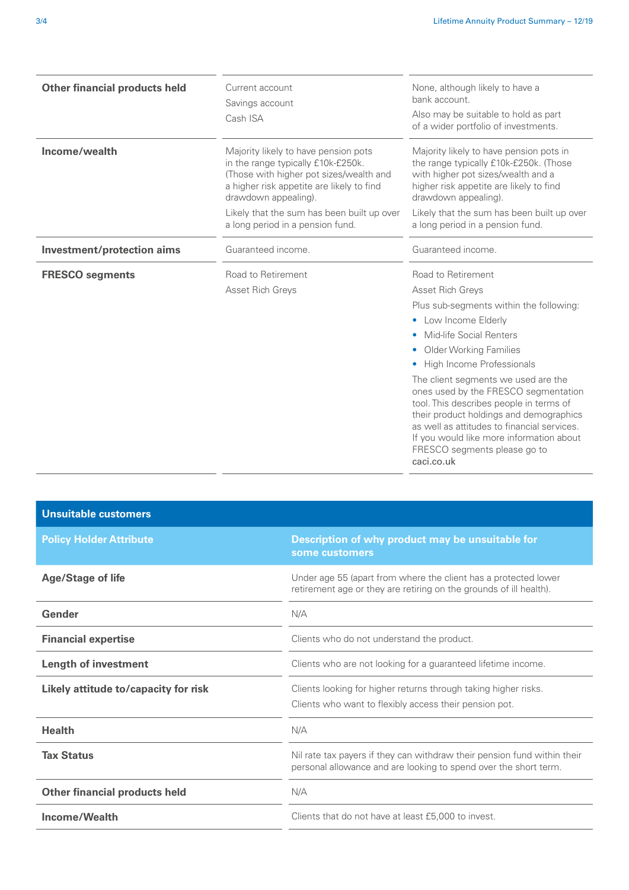| | | |
|---|---|---|
| **Other financial products held** | Current account<br>Savings account<br>Cash ISA | None, although likely to have a bank account.<br>Also may be suitable to hold as part of a wider portfolio of investments. |
| **Income/wealth** | Majority likely to have pension pots in the range typically £10k-£250k. (Those with higher pot sizes/wealth and a higher risk appetite are likely to find drawdown appealing).<br>Likely that the sum has been built up over a long period in a pension fund. | Majority likely to have pension pots in the range typically £10k-£250k. (Those with higher pot sizes/wealth and a higher risk appetite are likely to find drawdown appealing).<br>Likely that the sum has been built up over a long period in a pension fund. |
| **Investment/protection aims** | Guaranteed income. | Guaranteed income. |
| **FRESCO segments** | Road to Retirement<br>Asset Rich Greys | Road to Retirement<br>Asset Rich Greys<br>Plus sub-segments within the following:<br>• Low Income Elderly<br>• Mid-life Social Renters<br>• Older Working Families<br>• High Income Professionals<br>The client segments we used are the ones used by the FRESCO segmentation tool. This describes people in terms of their product holdings and demographics as well as attitudes to financial services. If you would like more information about FRESCO segments please go to caci.co.uk |

## Unsuitable customers

| Policy Holder Attribute | Description of why product may be unsuitable for some customers |
|---|---|
| **Age/Stage of life** | Under age 55 (apart from where the client has a protected lower retirement age or they are retiring on the grounds of ill health). |
| **Gender** | N/A |
| **Financial expertise** | Clients who do not understand the product. |
| **Length of investment** | Clients who are not looking for a guaranteed lifetime income. |
| **Likely attitude to/capacity for risk** | Clients looking for higher returns through taking higher risks.<br>Clients who want to flexibly access their pension pot. |
| **Health** | N/A |
| **Tax Status** | Nil rate tax payers if they can withdraw their pension fund within their personal allowance and are looking to spend over the short term. |
| **Other financial products held** | N/A |
| **Income/Wealth** | Clients that do not have at least £5,000 to invest. |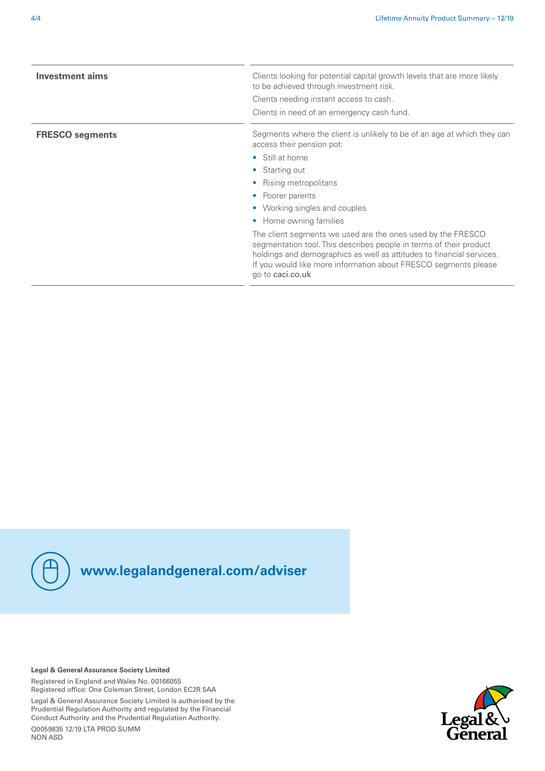| | |
|---|---|
| **Investment aims** | Clients looking for potential capital growth levels that are more likely to be achieved through investment risk.<br>Clients needing instant access to cash.<br>Clients in need of an emergency cash fund. |
| **FRESCO segments** | Segments where the client is unlikely to be of an age at which they can access their pension pot:<br>• Still at home<br>• Starting out<br>• Rising metropolitans<br>• Poorer parents<br>• Working singles and couples<br>• Home owning families<br>The client segments we used are the ones used by the FRESCO segmentation tool. This describes people in terms of their product holdings and demographics as well as attitudes to financial services. If you would like more information about FRESCO segments please go to caci.co.uk |

**www.legalandgeneral.com/adviser**

**Legal & General Assurance Society Limited**

Registered in England and Wales No. 00166055
Registered office: One Coleman Street, London EC2R 5AA

Legal & General Assurance Society Limited is authorised by the Prudential Regulation Authority and regulated by the Financial Conduct Authority and the Prudential Regulation Authority.

Q0059835 12/19 LTA PROD SUMM
NON ASD